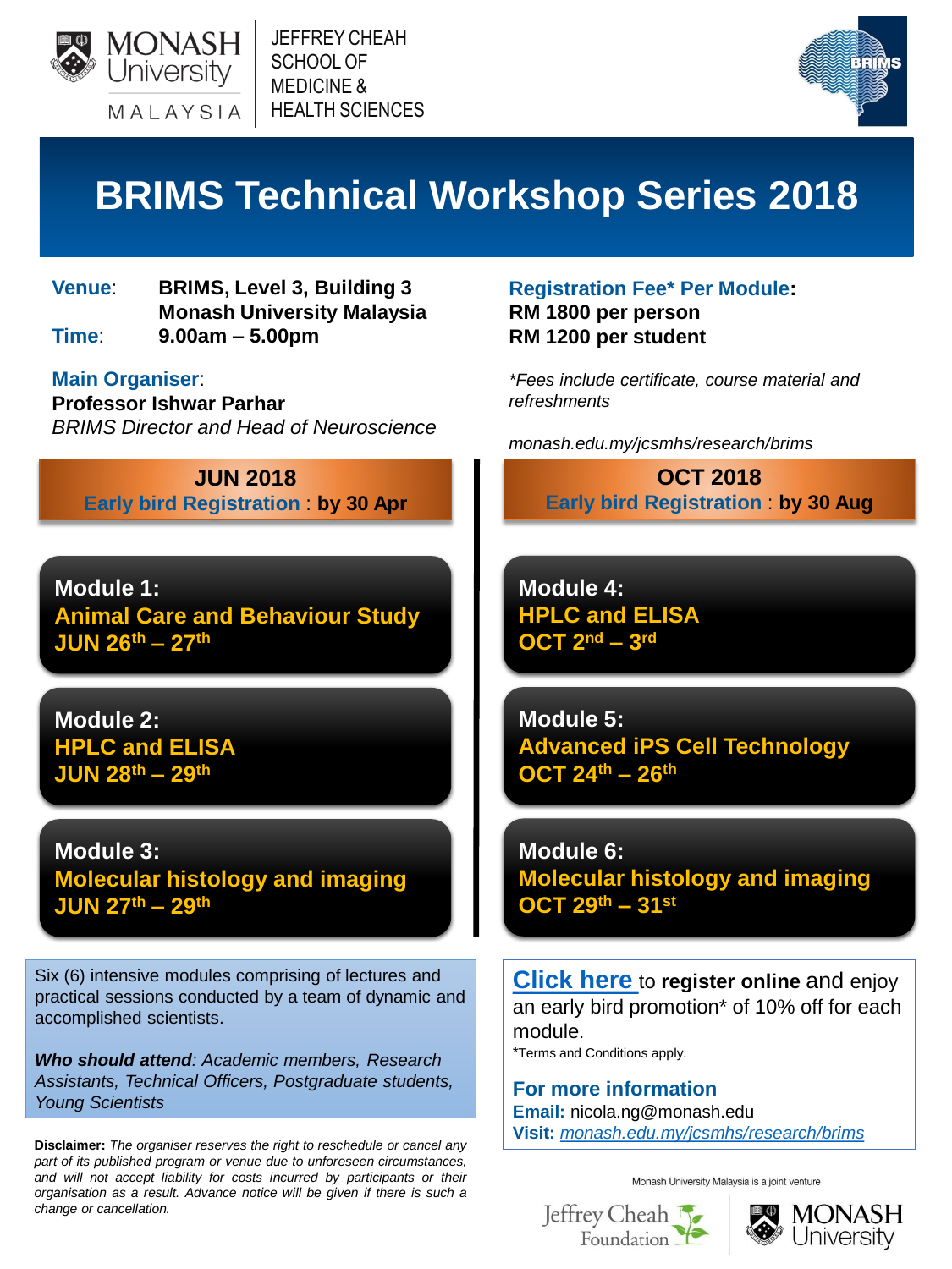MONASH University MALAYSIA

JEFFREY CHEAH SCHOOL OF MEDICINE & HEALTH SCIENCES

BRIMS

# BRIMS Technical Workshop Series 2018

**Venue**: **BRIMS, Level 3, Building 3**
**Monash University Malaysia**

**Time**: **9.00am – 5.00pm**

**Main Organiser**:
**Professor Ishwar Parhar**
*BRIMS Director and Head of Neuroscience*

**Registration Fee\* Per Module:**
**RM 1800 per person**
**RM 1200 per student**

*\*Fees include certificate, course material and refreshments*

*monash.edu.my/jcsmhs/research/brims*

## JUN 2018

**Early bird Registration : by 30 Apr**

**Module 1:**
**Animal Care and Behaviour Study**
**JUN 26th – 27th**

**Module 2:**
**HPLC and ELISA**
**JUN 28th – 29th**

**Module 3:**
**Molecular histology and imaging**
**JUN 27th – 29th**

## OCT 2018

**Early bird Registration : by 30 Aug**

**Module 4:**
**HPLC and ELISA**
**OCT 2nd – 3rd**

**Module 5:**
**Advanced iPS Cell Technology**
**OCT 24th – 26th**

**Module 6:**
**Molecular histology and imaging**
**OCT 29th – 31st**

Six (6) intensive modules comprising of lectures and practical sessions conducted by a team of dynamic and accomplished scientists.

***Who should attend****: Academic members, Research Assistants, Technical Officers, Postgraduate students, Young Scientists*

**Disclaimer:** *The organiser reserves the right to reschedule or cancel any part of its published program or venue due to unforeseen circumstances, and will not accept liability for costs incurred by participants or their organisation as a result. Advance notice will be given if there is such a change or cancellation.*

**Click here** to **register online** and enjoy an early bird promotion* of 10% off for each module.

*Terms and Conditions apply.

**For more information**

**Email:** nicola.ng@monash.edu

**Visit:** *monash.edu.my/jcsmhs/research/brims*

Monash University Malaysia is a joint venture

Jeffrey Cheah Foundation

MONASH University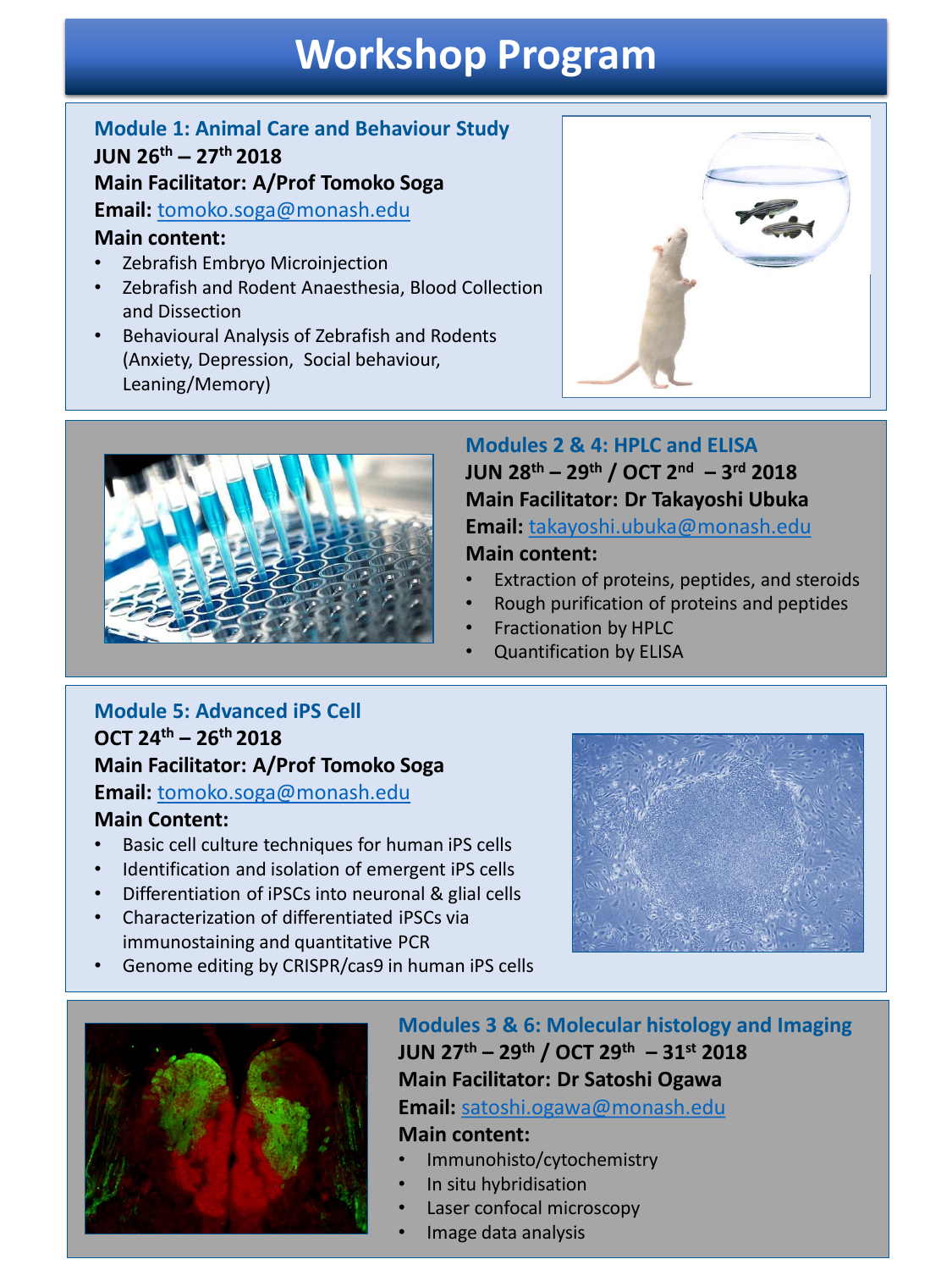# Workshop Program

### Module 1: Animal Care and Behaviour Study

**JUN 26th – 27th 2018**

**Main Facilitator: A/Prof Tomoko Soga**

**Email:** tomoko.soga@monash.edu

**Main content:**

- Zebrafish Embryo Microinjection
- Zebrafish and Rodent Anaesthesia, Blood Collection and Dissection
- Behavioural Analysis of Zebrafish and Rodents (Anxiety, Depression, Social behaviour, Leaning/Memory)

### Modules 2 & 4: HPLC and ELISA

**JUN 28th – 29th / OCT 2nd – 3rd 2018**

**Main Facilitator: Dr Takayoshi Ubuka**

**Email:** takayoshi.ubuka@monash.edu

**Main content:**

- Extraction of proteins, peptides, and steroids
- Rough purification of proteins and peptides
- Fractionation by HPLC
- Quantification by ELISA

### Module 5: Advanced iPS Cell

**OCT 24th – 26th 2018**

**Main Facilitator: A/Prof Tomoko Soga**

**Email:** tomoko.soga@monash.edu

**Main Content:**

- Basic cell culture techniques for human iPS cells
- Identification and isolation of emergent iPS cells
- Differentiation of iPSCs into neuronal & glial cells
- Characterization of differentiated iPSCs via immunostaining and quantitative PCR
- Genome editing by CRISPR/cas9 in human iPS cells

### Modules 3 & 6: Molecular histology and Imaging

**JUN 27th – 29th / OCT 29th – 31st 2018**

**Main Facilitator: Dr Satoshi Ogawa**

**Email:** satoshi.ogawa@monash.edu

**Main content:**

- Immunohisto/cytochemistry
- In situ hybridisation
- Laser confocal microscopy
- Image data analysis